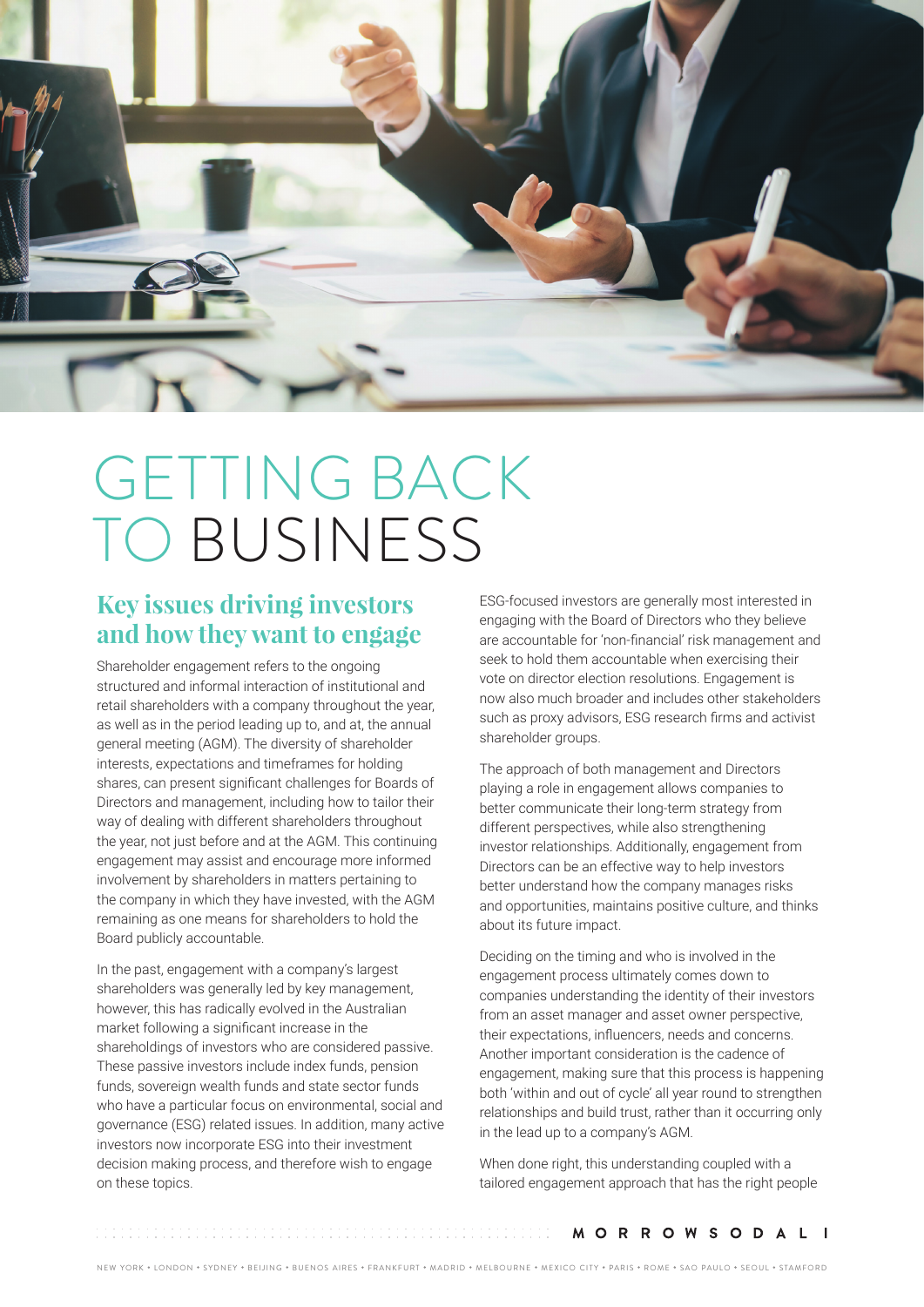# GETTING BACK TO BUSINESS

## Key issues driving investors and how they want to engage

Shareholder engagement refers to the ongoing structured and informal interaction of institutional and retail shareholders with a company throughout the year, as well as in the period leading up to, and at, the annual general meeting (AGM). The diversity of shareholder interests, expectations and timeframes for holding shares, can present significant challenges for Boards of Directors and management, including how to tailor their way of dealing with different shareholders throughout the year, not just before and at the AGM. This continuing engagement may assist and encourage more informed involvement by shareholders in matters pertaining to the company in which they have invested, with the AGM remaining as one means for shareholders to hold the Board publicly accountable.

In the past, engagement with a company's largest shareholders was generally led by key management, however, this has radically evolved in the Australian market following a significant increase in the shareholdings of investors who are considered passive. These passive investors include index funds, pension funds, sovereign wealth funds and state sector funds who have a particular focus on environmental, social and governance (ESG) related issues. In addition, many active investors now incorporate ESG into their investment decision making process, and therefore wish to engage on these topics.

ESG-focused investors are generally most interested in engaging with the Board of Directors who they believe are accountable for 'non-financial' risk management and seek to hold them accountable when exercising their vote on director election resolutions. Engagement is now also much broader and includes other stakeholders such as proxy advisors, ESG research firms and activist shareholder groups.

The approach of both management and Directors playing a role in engagement allows companies to better communicate their long-term strategy from different perspectives, while also strengthening investor relationships. Additionally, engagement from Directors can be an effective way to help investors better understand how the company manages risks and opportunities, maintains positive culture, and thinks about its future impact.

Deciding on the timing and who is involved in the engagement process ultimately comes down to companies understanding the identity of their investors from an asset manager and asset owner perspective, their expectations, influencers, needs and concerns. Another important consideration is the cadence of engagement, making sure that this process is happening both 'within and out of cycle' all year round to strengthen relationships and build trust, rather than it occurring only in the lead up to a company's AGM.

When done right, this understanding coupled with a tailored engagement approach that has the right people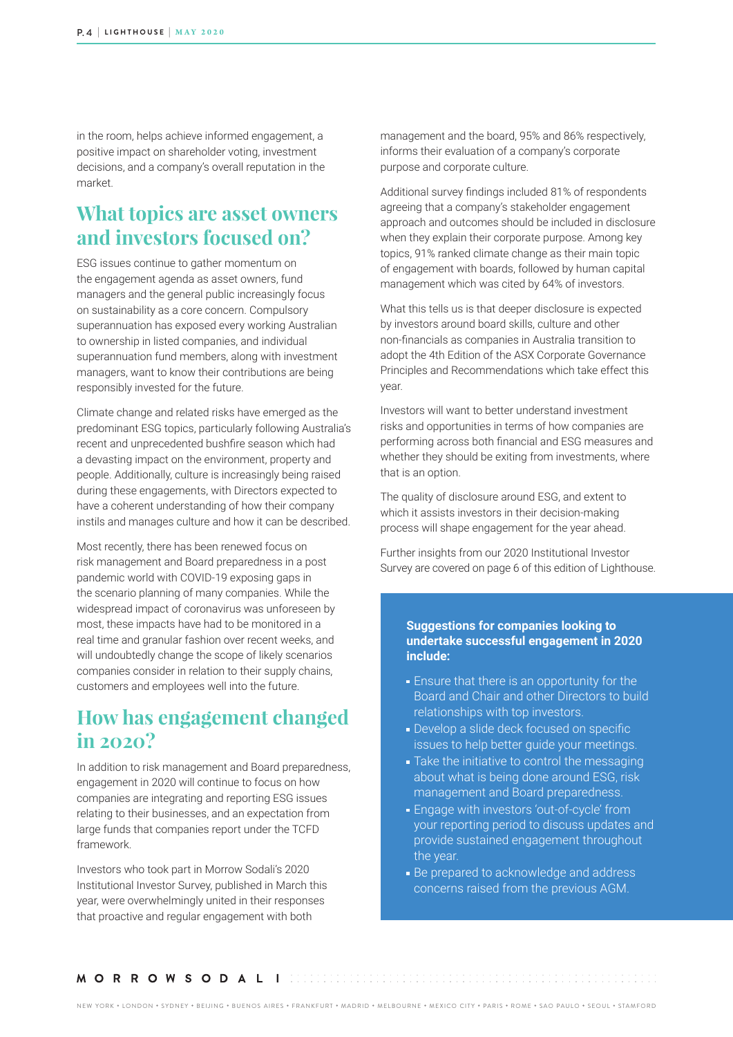in the room, helps achieve informed engagement, a positive impact on shareholder voting, investment decisions, and a company's overall reputation in the market.

## What topics are asset owners and investors focused on?

ESG issues continue to gather momentum on the engagement agenda as asset owners, fund managers and the general public increasingly focus on sustainability as a core concern. Compulsory superannuation has exposed every working Australian to ownership in listed companies, and individual superannuation fund members, along with investment managers, want to know their contributions are being responsibly invested for the future.

Climate change and related risks have emerged as the predominant ESG topics, particularly following Australia's recent and unprecedented bushfire season which had a devasting impact on the environment, property and people. Additionally, culture is increasingly being raised during these engagements, with Directors expected to have a coherent understanding of how their company instils and manages culture and how it can be described.

Most recently, there has been renewed focus on risk management and Board preparedness in a post pandemic world with COVID-19 exposing gaps in the scenario planning of many companies. While the widespread impact of coronavirus was unforeseen by most, these impacts have had to be monitored in a real time and granular fashion over recent weeks, and will undoubtedly change the scope of likely scenarios companies consider in relation to their supply chains, customers and employees well into the future.

## How has engagement changed in 2020?

In addition to risk management and Board preparedness, engagement in 2020 will continue to focus on how companies are integrating and reporting ESG issues relating to their businesses, and an expectation from large funds that companies report under the TCFD framework.

Investors who took part in Morrow Sodali's 2020 Institutional Investor Survey, published in March this year, were overwhelmingly united in their responses that proactive and regular engagement with both management and the board, 95% and 86% respectively, informs their evaluation of a company's corporate purpose and corporate culture.

Additional survey findings included 81% of respondents agreeing that a company's stakeholder engagement approach and outcomes should be included in disclosure when they explain their corporate purpose. Among key topics, 91% ranked climate change as their main topic of engagement with boards, followed by human capital management which was cited by 64% of investors.

What this tells us is that deeper disclosure is expected by investors around board skills, culture and other non-financials as companies in Australia transition to adopt the 4th Edition of the ASX Corporate Governance Principles and Recommendations which take effect this year.

Investors will want to better understand investment risks and opportunities in terms of how companies are performing across both financial and ESG measures and whether they should be exiting from investments, where that is an option.

The quality of disclosure around ESG, and extent to which it assists investors in their decision-making process will shape engagement for the year ahead.

Further insights from our 2020 Institutional Investor Survey are covered on page 6 of this edition of Lighthouse.

**Suggestions for companies looking to undertake successful engagement in 2020 include:**

- Ensure that there is an opportunity for the Board and Chair and other Directors to build relationships with top investors.
- Develop a slide deck focused on specific issues to help better guide your meetings.
- Take the initiative to control the messaging about what is being done around ESG, risk management and Board preparedness.
- Engage with investors 'out-of-cycle' from your reporting period to discuss updates and provide sustained engagement throughout the year.
- Be prepared to acknowledge and address concerns raised from the previous AGM.